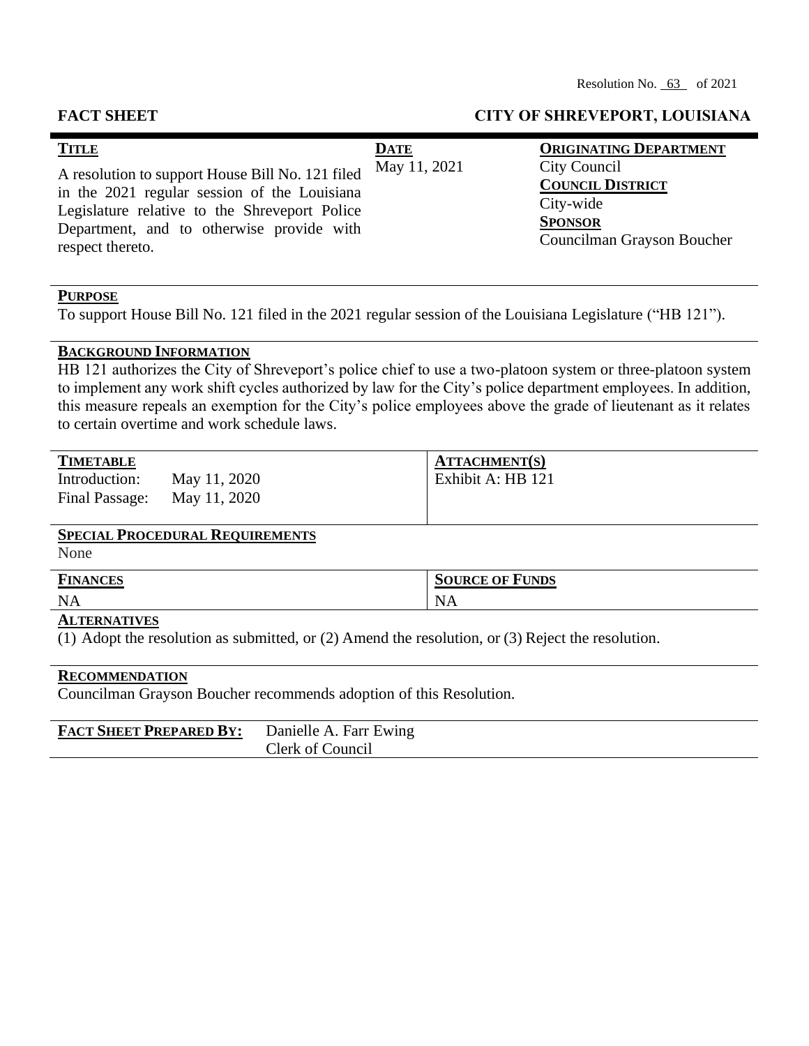Resolution No. 63 of 2021

**FACT SHEET** **CITY OF SHREVEPORT, LOUISIANA**

| **TITLE** | **DATE** | **ORIGINATING DEPARTMENT** |
|---|---|---|
| A resolution to support House Bill No. 121 filed in the 2021 regular session of the Louisiana Legislature relative to the Shreveport Police Department, and to otherwise provide with respect thereto. | May 11, 2021 | City Council<br>**COUNCIL DISTRICT**<br>City-wide<br>**SPONSOR**<br>Councilman Grayson Boucher |

**PURPOSE**

To support House Bill No. 121 filed in the 2021 regular session of the Louisiana Legislature ("HB 121").

**BACKGROUND INFORMATION**

HB 121 authorizes the City of Shreveport's police chief to use a two-platoon system or three-platoon system to implement any work shift cycles authorized by law for the City's police department employees. In addition, this measure repeals an exemption for the City's police employees above the grade of lieutenant as it relates to certain overtime and work schedule laws.

| **TIMETABLE** | | **ATTACHMENT(S)** |
|---|---|---|
| Introduction: | May 11, 2020 | Exhibit A: HB 121 |
| Final Passage: | May 11, 2020 | |

**SPECIAL PROCEDURAL REQUIREMENTS**

None

| **FINANCES** | **SOURCE OF FUNDS** |
|---|---|
| NA | NA |

**ALTERNATIVES**

(1) Adopt the resolution as submitted, or (2) Amend the resolution, or (3) Reject the resolution.

**RECOMMENDATION**

Councilman Grayson Boucher recommends adoption of this Resolution.

**FACT SHEET PREPARED BY:** Danielle A. Farr Ewing
Clerk of Council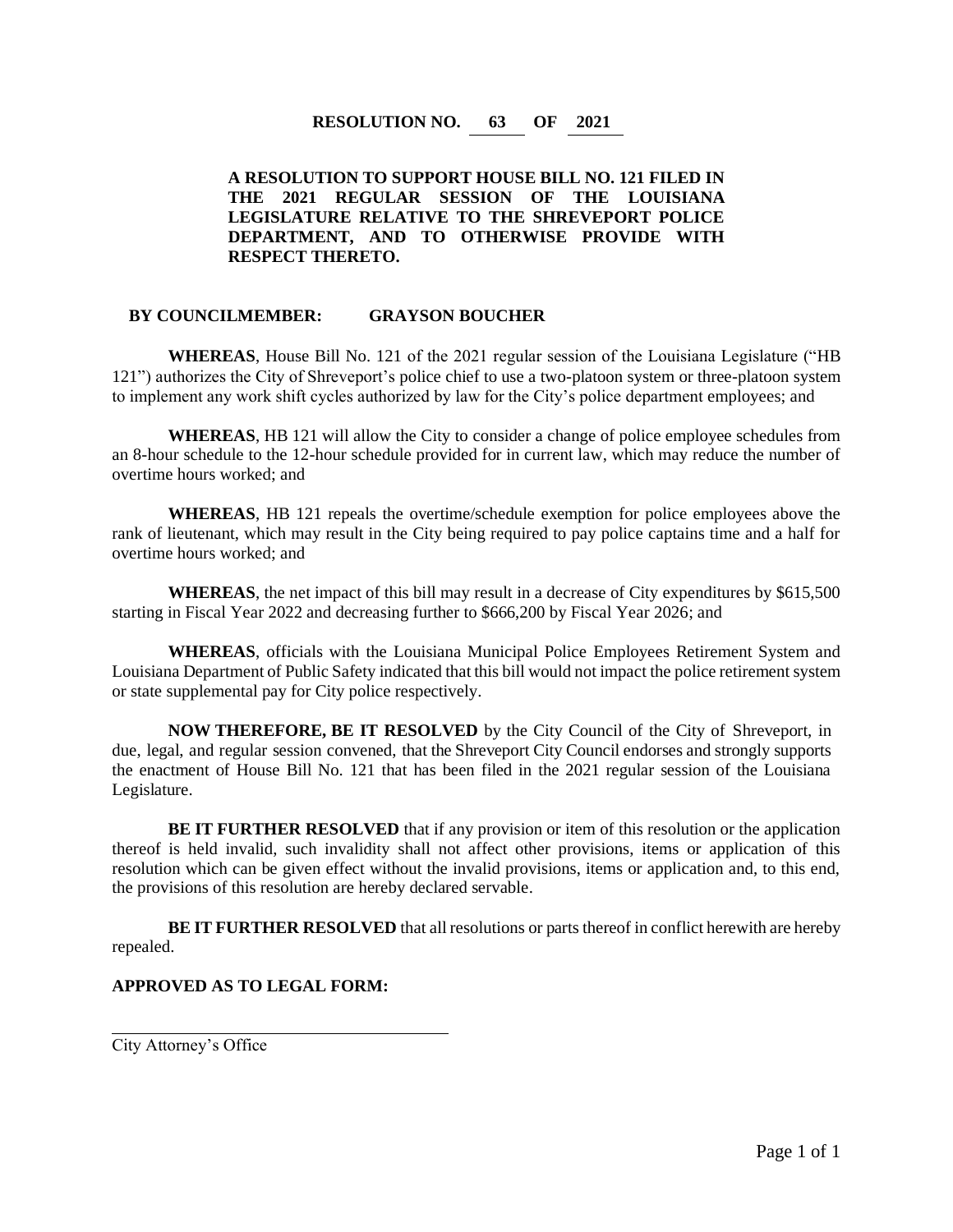**RESOLUTION NO. 63 OF 2021**

**A RESOLUTION TO SUPPORT HOUSE BILL NO. 121 FILED IN THE 2021 REGULAR SESSION OF THE LOUISIANA LEGISLATURE RELATIVE TO THE SHREVEPORT POLICE DEPARTMENT, AND TO OTHERWISE PROVIDE WITH RESPECT THERETO.**

**BY COUNCILMEMBER: GRAYSON BOUCHER**

**WHEREAS**, House Bill No. 121 of the 2021 regular session of the Louisiana Legislature ("HB 121") authorizes the City of Shreveport's police chief to use a two-platoon system or three-platoon system to implement any work shift cycles authorized by law for the City's police department employees; and

**WHEREAS**, HB 121 will allow the City to consider a change of police employee schedules from an 8-hour schedule to the 12-hour schedule provided for in current law, which may reduce the number of overtime hours worked; and

**WHEREAS**, HB 121 repeals the overtime/schedule exemption for police employees above the rank of lieutenant, which may result in the City being required to pay police captains time and a half for overtime hours worked; and

**WHEREAS**, the net impact of this bill may result in a decrease of City expenditures by $615,500 starting in Fiscal Year 2022 and decreasing further to $666,200 by Fiscal Year 2026; and

**WHEREAS**, officials with the Louisiana Municipal Police Employees Retirement System and Louisiana Department of Public Safety indicated that this bill would not impact the police retirement system or state supplemental pay for City police respectively.

**NOW THEREFORE, BE IT RESOLVED** by the City Council of the City of Shreveport, in due, legal, and regular session convened, that the Shreveport City Council endorses and strongly supports the enactment of House Bill No. 121 that has been filed in the 2021 regular session of the Louisiana Legislature.

**BE IT FURTHER RESOLVED** that if any provision or item of this resolution or the application thereof is held invalid, such invalidity shall not affect other provisions, items or application of this resolution which can be given effect without the invalid provisions, items or application and, to this end, the provisions of this resolution are hereby declared servable.

**BE IT FURTHER RESOLVED** that all resolutions or parts thereof in conflict herewith are hereby repealed.

**APPROVED AS TO LEGAL FORM:**

\_\_\_\_\_\_\_\_\_\_\_\_\_\_\_\_\_\_\_\_\_\_\_\_\_\_\_\_\_\_\_\_\_\_\_\_\_\_\_\_

City Attorney's Office